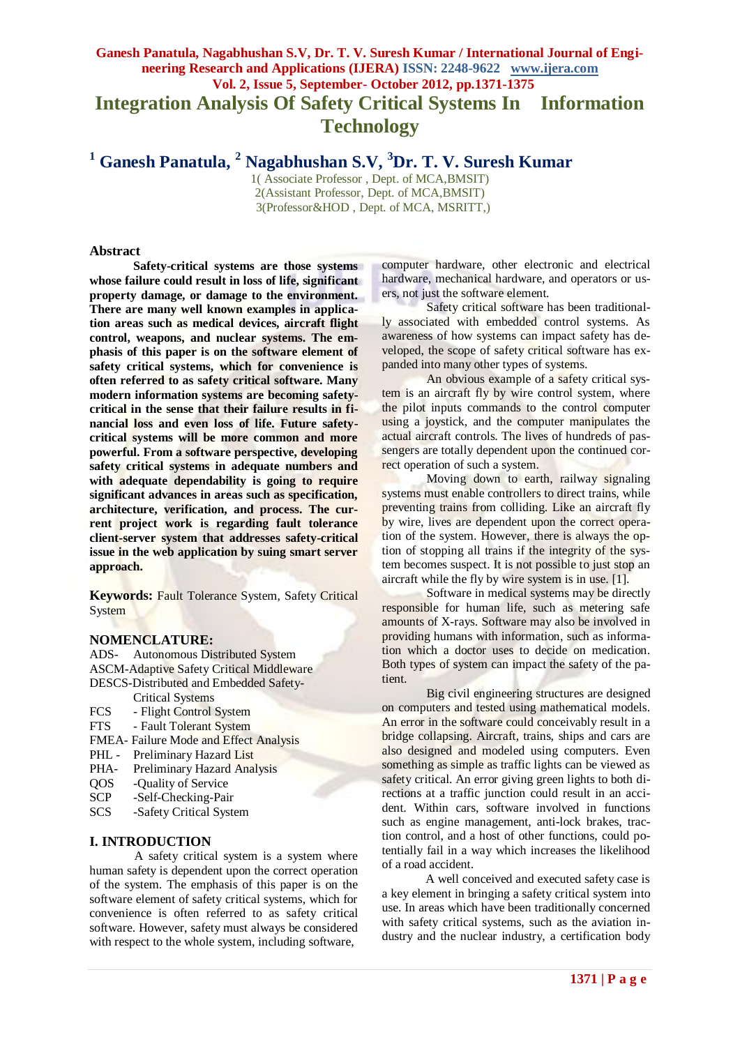# Integration Analysis Of Safety Critical Systems In Information Technology

**[1] Ganesh Panatula, [2] Nagabhushan S.V, [3]Dr. T. V. Suresh Kumar**

1( Associate Professor , Dept. of MCA,BMSIT)
2(Assistant Professor, Dept. of MCA,BMSIT)
3(Professor&HOD , Dept. of MCA, MSRITT,)

## Abstract

**Safety-critical systems are those systems whose failure could result in loss of life, significant property damage, or damage to the environment. There are many well known examples in application areas such as medical devices, aircraft flight control, weapons, and nuclear systems. The emphasis of this paper is on the software element of safety critical systems, which for convenience is often referred to as safety critical software. Many modern information systems are becoming safety-critical in the sense that their failure results in financial loss and even loss of life. Future safety-critical systems will be more common and more powerful. From a software perspective, developing safety critical systems in adequate numbers and with adequate dependability is going to require significant advances in areas such as specification, architecture, verification, and process. The current project work is regarding fault tolerance client-server system that addresses safety-critical issue in the web application by suing smart server approach.**

**Keywords:** Fault Tolerance System, Safety Critical System

## NOMENCLATURE:

ADS- Autonomous Distributed System
ASCM-Adaptive Safety Critical Middleware
DESCS-Distributed and Embedded Safety-Critical Systems
FCS - Flight Control System
FTS - Fault Tolerant System
FMEA- Failure Mode and Effect Analysis
PHL - Preliminary Hazard List
PHA- Preliminary Hazard Analysis
QOS -Quality of Service
SCP -Self-Checking-Pair
SCS -Safety Critical System

## I. INTRODUCTION

A safety critical system is a system where human safety is dependent upon the correct operation of the system. The emphasis of this paper is on the software element of safety critical systems, which for convenience is often referred to as safety critical software. However, safety must always be considered with respect to the whole system, including software, computer hardware, other electronic and electrical hardware, mechanical hardware, and operators or users, not just the software element.

Safety critical software has been traditionally associated with embedded control systems. As awareness of how systems can impact safety has developed, the scope of safety critical software has expanded into many other types of systems.

An obvious example of a safety critical system is an aircraft fly by wire control system, where the pilot inputs commands to the control computer using a joystick, and the computer manipulates the actual aircraft controls. The lives of hundreds of passengers are totally dependent upon the continued correct operation of such a system.

Moving down to earth, railway signaling systems must enable controllers to direct trains, while preventing trains from colliding. Like an aircraft fly by wire, lives are dependent upon the correct operation of the system. However, there is always the option of stopping all trains if the integrity of the system becomes suspect. It is not possible to just stop an aircraft while the fly by wire system is in use. [1].

Software in medical systems may be directly responsible for human life, such as metering safe amounts of X-rays. Software may also be involved in providing humans with information, such as information which a doctor uses to decide on medication. Both types of system can impact the safety of the patient.

Big civil engineering structures are designed on computers and tested using mathematical models. An error in the software could conceivably result in a bridge collapsing. Aircraft, trains, ships and cars are also designed and modeled using computers. Even something as simple as traffic lights can be viewed as safety critical. An error giving green lights to both directions at a traffic junction could result in an accident. Within cars, software involved in functions such as engine management, anti-lock brakes, traction control, and a host of other functions, could potentially fail in a way which increases the likelihood of a road accident.

A well conceived and executed safety case is a key element in bringing a safety critical system into use. In areas which have been traditionally concerned with safety critical systems, such as the aviation industry and the nuclear industry, a certification body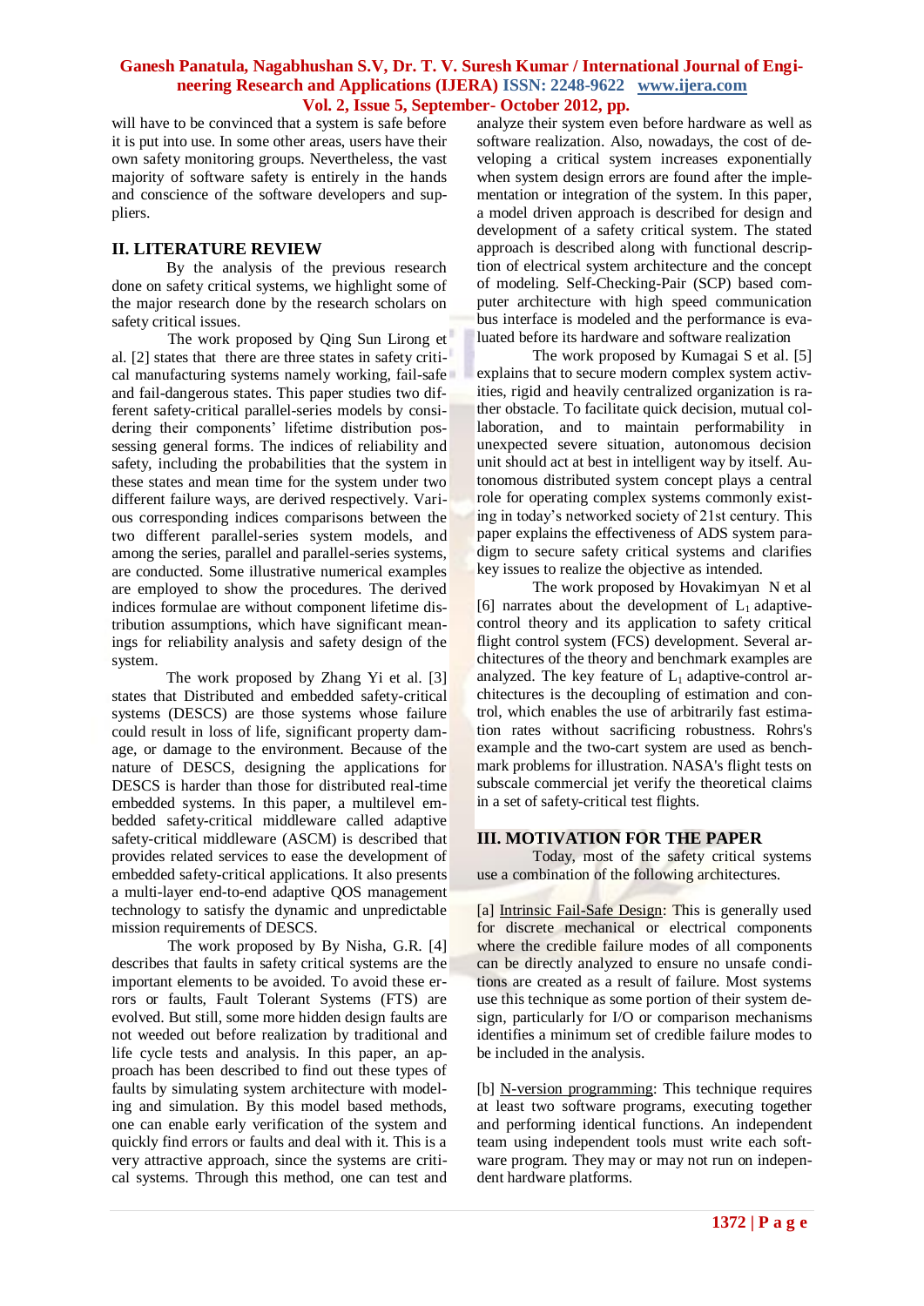will have to be convinced that a system is safe before it is put into use. In some other areas, users have their own safety monitoring groups. Nevertheless, the vast majority of software safety is entirely in the hands and conscience of the software developers and suppliers.

## II. LITERATURE REVIEW

By the analysis of the previous research done on safety critical systems, we highlight some of the major research done by the research scholars on safety critical issues.

The work proposed by Qing Sun Lirong et al. [2] states that there are three states in safety critical manufacturing systems namely working, fail-safe and fail-dangerous states. This paper studies two different safety-critical parallel-series models by considering their components' lifetime distribution possessing general forms. The indices of reliability and safety, including the probabilities that the system in these states and mean time for the system under two different failure ways, are derived respectively. Various corresponding indices comparisons between the two different parallel-series system models, and among the series, parallel and parallel-series systems, are conducted. Some illustrative numerical examples are employed to show the procedures. The derived indices formulae are without component lifetime distribution assumptions, which have significant meanings for reliability analysis and safety design of the system.

The work proposed by Zhang Yi et al. [3] states that Distributed and embedded safety-critical systems (DESCS) are those systems whose failure could result in loss of life, significant property damage, or damage to the environment. Because of the nature of DESCS, designing the applications for DESCS is harder than those for distributed real-time embedded systems. In this paper, a multilevel embedded safety-critical middleware called adaptive safety-critical middleware (ASCM) is described that provides related services to ease the development of embedded safety-critical applications. It also presents a multi-layer end-to-end adaptive QOS management technology to satisfy the dynamic and unpredictable mission requirements of DESCS.

The work proposed by By Nisha, G.R. [4] describes that faults in safety critical systems are the important elements to be avoided. To avoid these errors or faults, Fault Tolerant Systems (FTS) are evolved. But still, some more hidden design faults are not weeded out before realization by traditional and life cycle tests and analysis. In this paper, an approach has been described to find out these types of faults by simulating system architecture with modeling and simulation. By this model based methods, one can enable early verification of the system and quickly find errors or faults and deal with it. This is a very attractive approach, since the systems are critical systems. Through this method, one can test and analyze their system even before hardware as well as software realization. Also, nowadays, the cost of developing a critical system increases exponentially when system design errors are found after the implementation or integration of the system. In this paper, a model driven approach is described for design and development of a safety critical system. The stated approach is described along with functional description of electrical system architecture and the concept of modeling. Self-Checking-Pair (SCP) based computer architecture with high speed communication bus interface is modeled and the performance is evaluated before its hardware and software realization

The work proposed by Kumagai S et al. [5] explains that to secure modern complex system activities, rigid and heavily centralized organization is rather obstacle. To facilitate quick decision, mutual collaboration, and to maintain performability in unexpected severe situation, autonomous decision unit should act at best in intelligent way by itself. Autonomous distributed system concept plays a central role for operating complex systems commonly existing in today's networked society of 21st century. This paper explains the effectiveness of ADS system paradigm to secure safety critical systems and clarifies key issues to realize the objective as intended.

The work proposed by Hovakimyan N et al [6] narrates about the development of $L_1$ adaptive-control theory and its application to safety critical flight control system (FCS) development. Several architectures of the theory and benchmark examples are analyzed. The key feature of $L_1$ adaptive-control architectures is the decoupling of estimation and control, which enables the use of arbitrarily fast estimation rates without sacrificing robustness. Rohrs's example and the two-cart system are used as benchmark problems for illustration. NASA's flight tests on subscale commercial jet verify the theoretical claims in a set of safety-critical test flights.

## III. MOTIVATION FOR THE PAPER

Today, most of the safety critical systems use a combination of the following architectures.

[a] Intrinsic Fail-Safe Design: This is generally used for discrete mechanical or electrical components where the credible failure modes of all components can be directly analyzed to ensure no unsafe conditions are created as a result of failure. Most systems use this technique as some portion of their system design, particularly for I/O or comparison mechanisms identifies a minimum set of credible failure modes to be included in the analysis.

[b] N-version programming: This technique requires at least two software programs, executing together and performing identical functions. An independent team using independent tools must write each software program. They may or may not run on independent hardware platforms.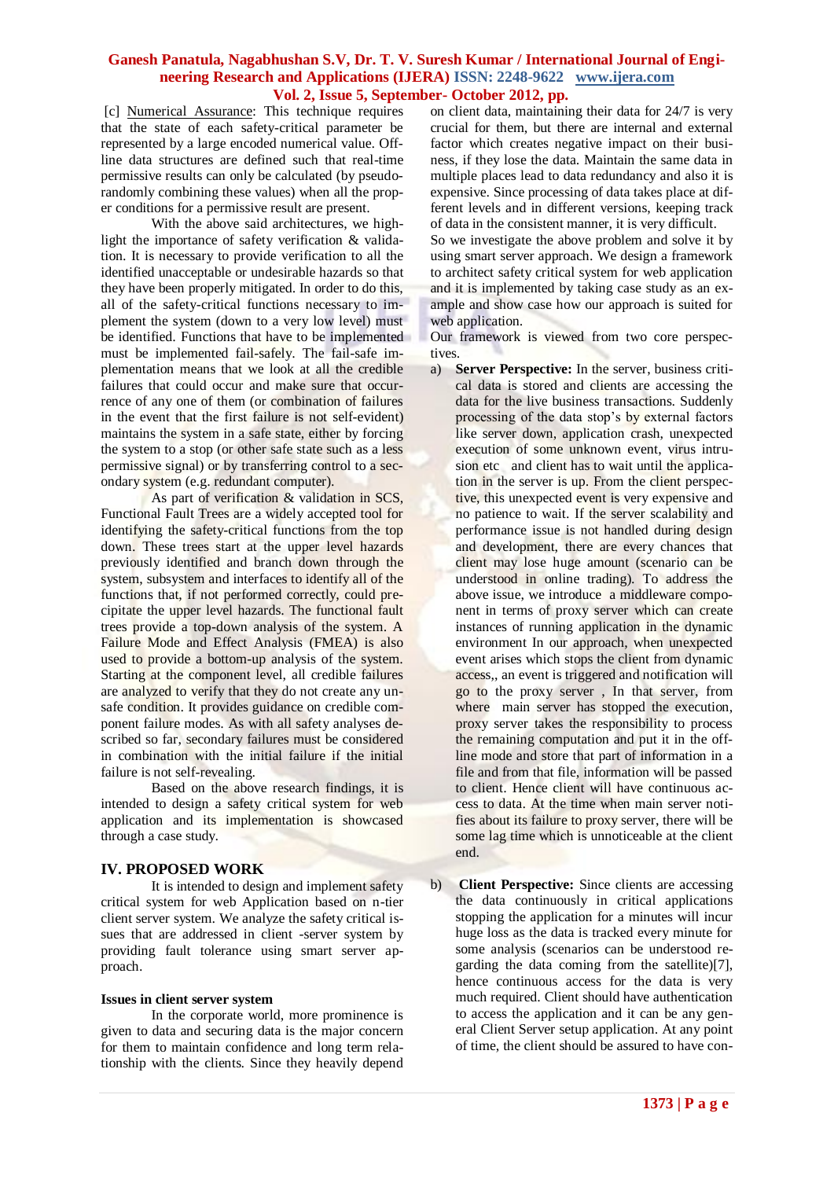[c] Numerical Assurance: This technique requires that the state of each safety-critical parameter be represented by a large encoded numerical value. Off-line data structures are defined such that real-time permissive results can only be calculated (by pseudo-randomly combining these values) when all the proper conditions for a permissive result are present.

With the above said architectures, we highlight the importance of safety verification & validation. It is necessary to provide verification to all the identified unacceptable or undesirable hazards so that they have been properly mitigated. In order to do this, all of the safety-critical functions necessary to implement the system (down to a very low level) must be identified. Functions that have to be implemented must be implemented fail-safely. The fail-safe implementation means that we look at all the credible failures that could occur and make sure that occurrence of any one of them (or combination of failures in the event that the first failure is not self-evident) maintains the system in a safe state, either by forcing the system to a stop (or other safe state such as a less permissive signal) or by transferring control to a secondary system (e.g. redundant computer).

As part of verification & validation in SCS, Functional Fault Trees are a widely accepted tool for identifying the safety-critical functions from the top down. These trees start at the upper level hazards previously identified and branch down through the system, subsystem and interfaces to identify all of the functions that, if not performed correctly, could precipitate the upper level hazards. The functional fault trees provide a top-down analysis of the system. A Failure Mode and Effect Analysis (FMEA) is also used to provide a bottom-up analysis of the system. Starting at the component level, all credible failures are analyzed to verify that they do not create any unsafe condition. It provides guidance on credible component failure modes. As with all safety analyses described so far, secondary failures must be considered in combination with the initial failure if the initial failure is not self-revealing.

Based on the above research findings, it is intended to design a safety critical system for web application and its implementation is showcased through a case study.

## IV. PROPOSED WORK

It is intended to design and implement safety critical system for web Application based on n-tier client server system. We analyze the safety critical issues that are addressed in client -server system by providing fault tolerance using smart server approach.

### Issues in client server system

In the corporate world, more prominence is given to data and securing data is the major concern for them to maintain confidence and long term relationship with the clients. Since they heavily depend on client data, maintaining their data for 24/7 is very crucial for them, but there are internal and external factor which creates negative impact on their business, if they lose the data. Maintain the same data in multiple places lead to data redundancy and also it is expensive. Since processing of data takes place at different levels and in different versions, keeping track of data in the consistent manner, it is very difficult.

So we investigate the above problem and solve it by using smart server approach. We design a framework to architect safety critical system for web application and it is implemented by taking case study as an example and show case how our approach is suited for web application.

Our framework is viewed from two core perspectives.

a) **Server Perspective:** In the server, business critical data is stored and clients are accessing the data for the live business transactions. Suddenly processing of the data stop's by external factors like server down, application crash, unexpected execution of some unknown event, virus intrusion etc and client has to wait until the application in the server is up. From the client perspective, this unexpected event is very expensive and no patience to wait. If the server scalability and performance issue is not handled during design and development, there are every chances that client may lose huge amount (scenario can be understood in online trading). To address the above issue, we introduce a middleware component in terms of proxy server which can create instances of running application in the dynamic environment In our approach, when unexpected event arises which stops the client from dynamic access,, an event is triggered and notification will go to the proxy server , In that server, from where main server has stopped the execution, proxy server takes the responsibility to process the remaining computation and put it in the offline mode and store that part of information in a file and from that file, information will be passed to client. Hence client will have continuous access to data. At the time when main server notifies about its failure to proxy server, there will be some lag time which is unnoticeable at the client end.

b) **Client Perspective:** Since clients are accessing the data continuously in critical applications stopping the application for a minutes will incur huge loss as the data is tracked every minute for some analysis (scenarios can be understood regarding the data coming from the satellite)[7], hence continuous access for the data is very much required. Client should have authentication to access the application and it can be any general Client Server setup application. At any point of time, the client should be assured to have con-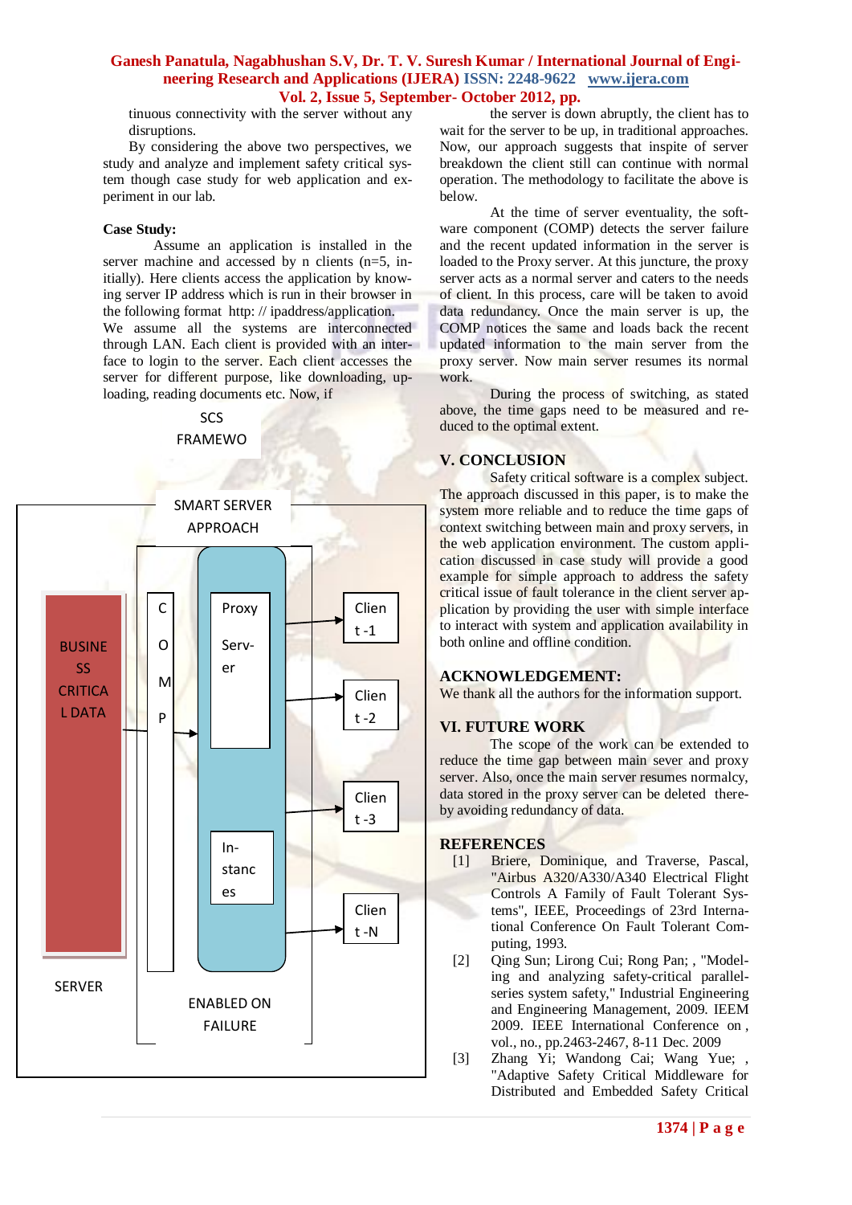tinuous connectivity with the server without any disruptions.

By considering the above two perspectives, we study and analyze and implement safety critical system though case study for web application and experiment in our lab.

**Case Study:**

Assume an application is installed in the server machine and accessed by n clients (n=5, initially). Here clients access the application by knowing server IP address which is run in their browser in the following format http: // ipaddress/application. We assume all the systems are interconnected through LAN. Each client is provided with an interface to login to the server. Each client accesses the server for different purpose, like downloading, uploading, reading documents etc. Now, if

SCS FRAMEWO

SMART SERVER APPROACH

BUSINESS CRITICAL DATA

COMP

Proxy Server

Client -1

Client -2

Client -3

Instances

Client -N

SERVER

ENABLED ON FAILURE

the server is down abruptly, the client has to wait for the server to be up, in traditional approaches. Now, our approach suggests that inspite of server breakdown the client still can continue with normal operation. The methodology to facilitate the above is below.

At the time of server eventuality, the software component (COMP) detects the server failure and the recent updated information in the server is loaded to the Proxy server. At this juncture, the proxy server acts as a normal server and caters to the needs of client. In this process, care will be taken to avoid data redundancy. Once the main server is up, the COMP notices the same and loads back the recent updated information to the main server from the proxy server. Now main server resumes its normal work.

During the process of switching, as stated above, the time gaps need to be measured and reduced to the optimal extent.

## V. CONCLUSION

Safety critical software is a complex subject. The approach discussed in this paper, is to make the system more reliable and to reduce the time gaps of context switching between main and proxy servers, in the web application environment. The custom application discussed in case study will provide a good example for simple approach to address the safety critical issue of fault tolerance in the client server application by providing the user with simple interface to interact with system and application availability in both online and offline condition.

## ACKNOWLEDGEMENT:

We thank all the authors for the information support.

## VI. FUTURE WORK

The scope of the work can be extended to reduce the time gap between main sever and proxy server. Also, once the main server resumes normalcy, data stored in the proxy server can be deleted thereby avoiding redundancy of data.

## REFERENCES

[1] Briere, Dominique, and Traverse, Pascal, "Airbus A320/A330/A340 Electrical Flight Controls A Family of Fault Tolerant Systems", IEEE, Proceedings of 23rd International Conference On Fault Tolerant Computing, 1993.

[2] Qing Sun; Lirong Cui; Rong Pan; , "Modeling and analyzing safety-critical parallel-series system safety," Industrial Engineering and Engineering Management, 2009. IEEM 2009. IEEE International Conference on , vol., no., pp.2463-2467, 8-11 Dec. 2009

[3] Zhang Yi; Wandong Cai; Wang Yue; , "Adaptive Safety Critical Middleware for Distributed and Embedded Safety Critical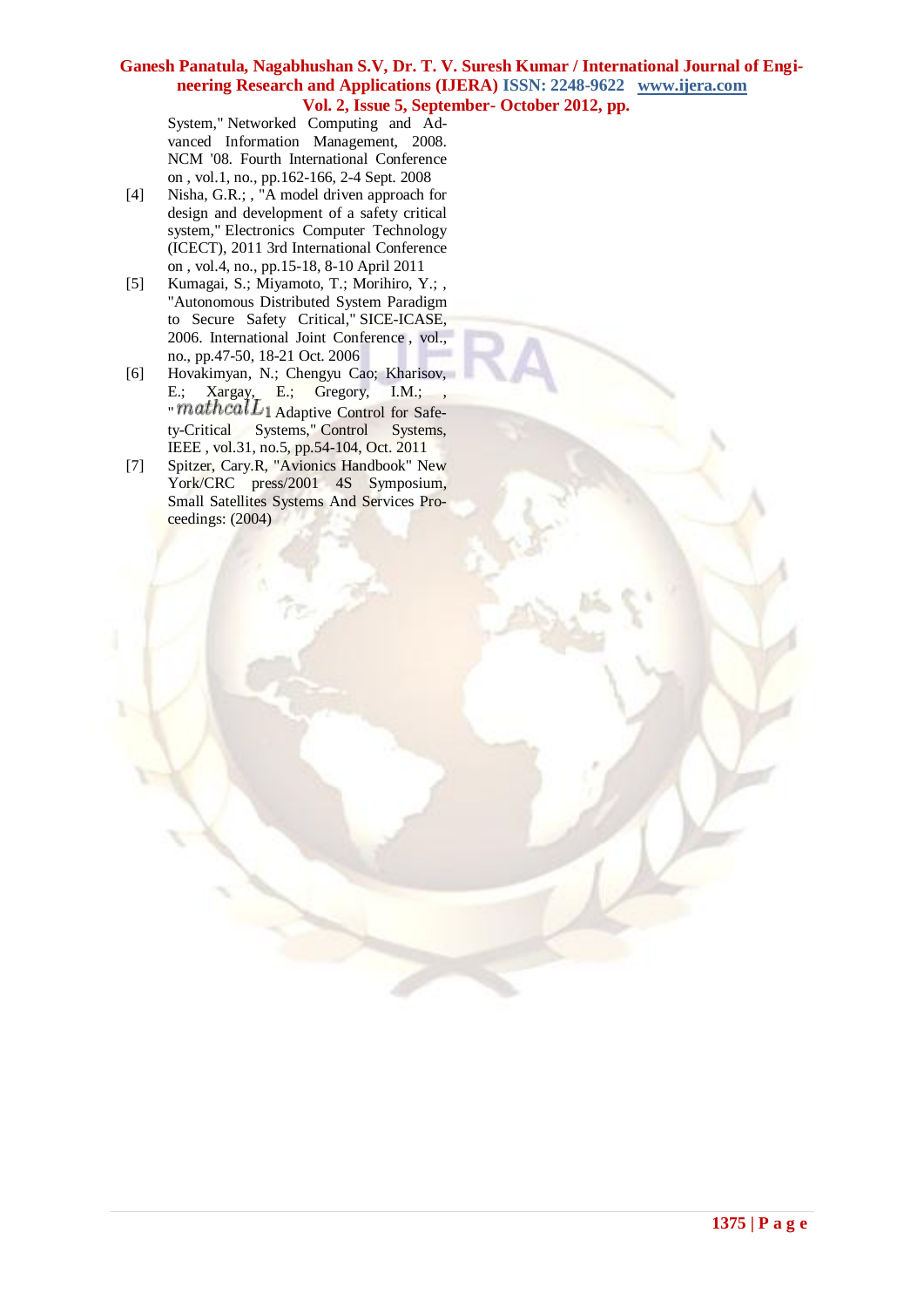System," Networked Computing and Advanced Information Management, 2008. NCM '08. Fourth International Conference on , vol.1, no., pp.162-166, 2-4 Sept. 2008

[4] Nisha, G.R.; , "A model driven approach for design and development of a safety critical system," Electronics Computer Technology (ICECT), 2011 3rd International Conference on , vol.4, no., pp.15-18, 8-10 April 2011

[5] Kumagai, S.; Miyamoto, T.; Morihiro, Y.; , "Autonomous Distributed System Paradigm to Secure Safety Critical," SICE-ICASE, 2006. International Joint Conference , vol., no., pp.47-50, 18-21 Oct. 2006

[6] Hovakimyan, N.; Chengyu Cao; Kharisov, E.; Xargay, E.; Gregory, I.M.; , "$mathcal L_1$ Adaptive Control for Safety-Critical Systems," Control Systems, IEEE , vol.31, no.5, pp.54-104, Oct. 2011

[7] Spitzer, Cary.R, "Avionics Handbook" New York/CRC press/2001 4S Symposium, Small Satellites Systems And Services Proceedings: (2004)